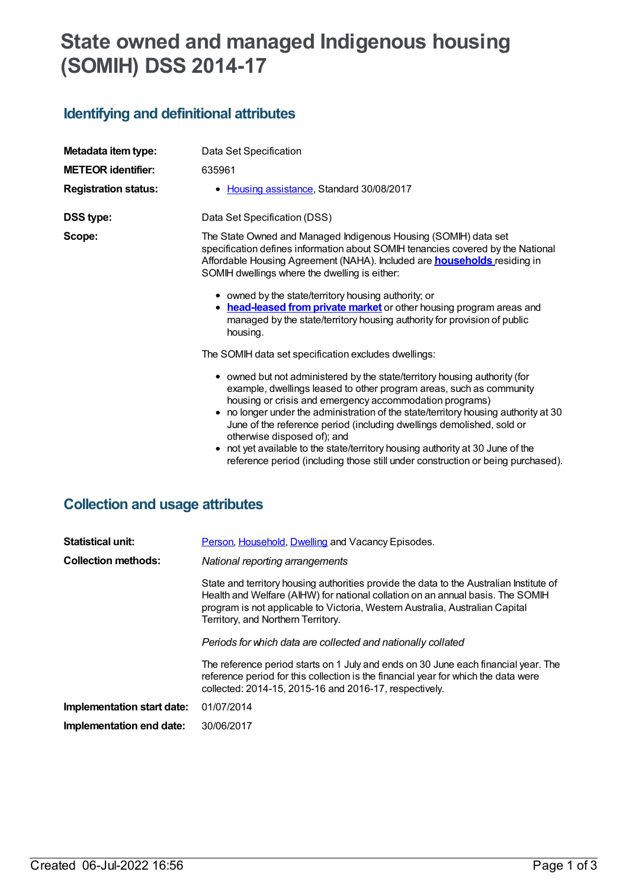# State owned and managed Indigenous housing (SOMIH) DSS 2014-17

## Identifying and definitional attributes

| | |
|---|---|
| **Metadata item type:** | Data Set Specification |
| **METEOR identifier:** | 635961 |
| **Registration status:** | Housing assistance, Standard 30/08/2017 |
| **DSS type:** | Data Set Specification (DSS) |

**Scope:**

The State Owned and Managed Indigenous Housing (SOMIH) data set specification defines information about SOMIH tenancies covered by the National Affordable Housing Agreement (NAHA). Included are **households** residing in SOMIH dwellings where the dwelling is either:

- owned by the state/territory housing authority; or
- **head-leased from private market** or other housing program areas and managed by the state/territory housing authority for provision of public housing.

The SOMIH data set specification excludes dwellings:

- owned but not administered by the state/territory housing authority (for example, dwellings leased to other program areas, such as community housing or crisis and emergency accommodation programs)
- no longer under the administration of the state/territory housing authority at 30 June of the reference period (including dwellings demolished, sold or otherwise disposed of); and
- not yet available to the state/territory housing authority at 30 June of the reference period (including those still under construction or being purchased).

## Collection and usage attributes

**Statistical unit:** Person, Household, Dwelling and Vacancy Episodes.

**Collection methods:**

*National reporting arrangements*

State and territory housing authorities provide the data to the Australian Institute of Health and Welfare (AIHW) for national collation on an annual basis. The SOMIH program is not applicable to Victoria, Western Australia, Australian Capital Territory, and Northern Territory.

*Periods for which data are collected and nationally collated*

The reference period starts on 1 July and ends on 30 June each financial year. The reference period for this collection is the financial year for which the data were collected: 2014-15, 2015-16 and 2016-17, respectively.

**Implementation start date:** 01/07/2014

**Implementation end date:** 30/06/2017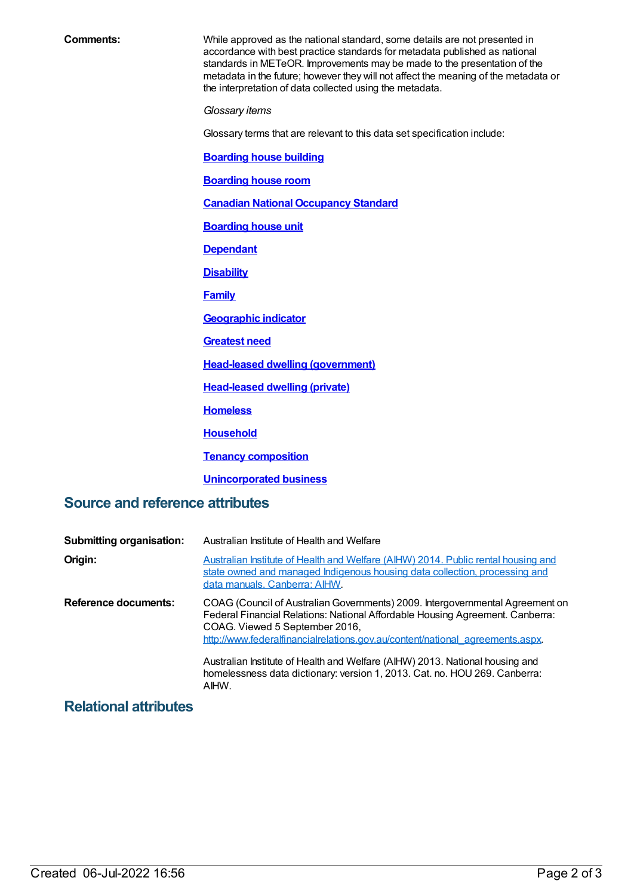**Comments:** While approved as the national standard, some details are not presented in accordance with best practice standards for metadata published as national standards in METeOR. Improvements may be made to the presentation of the metadata in the future; however they will not affect the meaning of the metadata or the interpretation of data collected using the metadata.

*Glossary items*

Glossary terms that are relevant to this data set specification include:

**Boarding house building**

**Boarding house room**

**Canadian National Occupancy Standard**

**Boarding house unit**

**Dependant**

**Disability**

**Family**

**Geographic indicator**

**Greatest need**

**Head-leased dwelling (government)**

**Head-leased dwelling (private)**

**Homeless**

**Household**

**Tenancy composition**

**Unincorporated business**

## Source and reference attributes

**Submitting organisation:** Australian Institute of Health and Welfare

**Origin:** Australian Institute of Health and Welfare (AIHW) 2014. Public rental housing and state owned and managed Indigenous housing data collection, processing and data manuals. Canberra: AIHW.

**Reference documents:** COAG (Council of Australian Governments) 2009. Intergovernmental Agreement on Federal Financial Relations: National Affordable Housing Agreement. Canberra: COAG. Viewed 5 September 2016, http://www.federalfinancialrelations.gov.au/content/national_agreements.aspx.

Australian Institute of Health and Welfare (AIHW) 2013. National housing and homelessness data dictionary: version 1, 2013. Cat. no. HOU 269. Canberra: AIHW.

## Relational attributes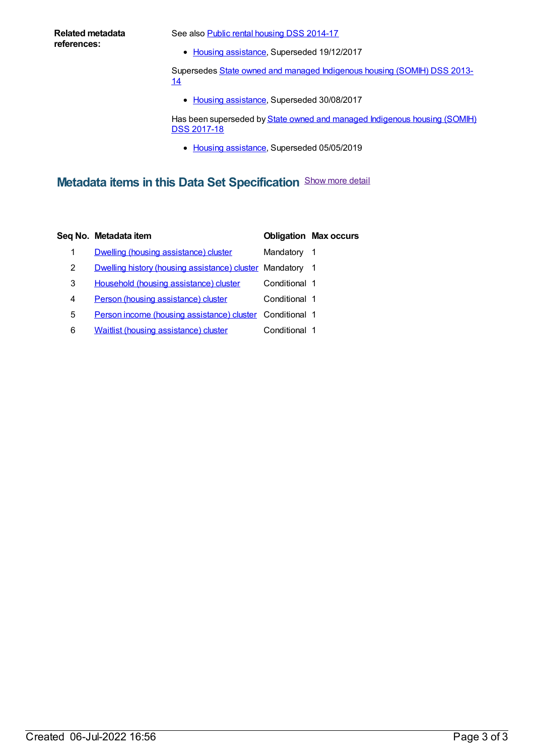**Related metadata references:**

See also Public rental housing DSS 2014-17

- Housing assistance, Superseded 19/12/2017

Supersedes State owned and managed Indigenous housing (SOMIH) DSS 2013-14

- Housing assistance, Superseded 30/08/2017

Has been superseded by State owned and managed Indigenous housing (SOMIH) DSS 2017-18

- Housing assistance, Superseded 05/05/2019

## Metadata items in this Data Set Specification

Show more detail

| Seq No. | Metadata item | Obligation | Max occurs |
|---|---|---|---|
| 1 | Dwelling (housing assistance) cluster | Mandatory | 1 |
| 2 | Dwelling history (housing assistance) cluster | Mandatory | 1 |
| 3 | Household (housing assistance) cluster | Conditional | 1 |
| 4 | Person (housing assistance) cluster | Conditional | 1 |
| 5 | Person income (housing assistance) cluster | Conditional | 1 |
| 6 | Waitlist (housing assistance) cluster | Conditional | 1 |